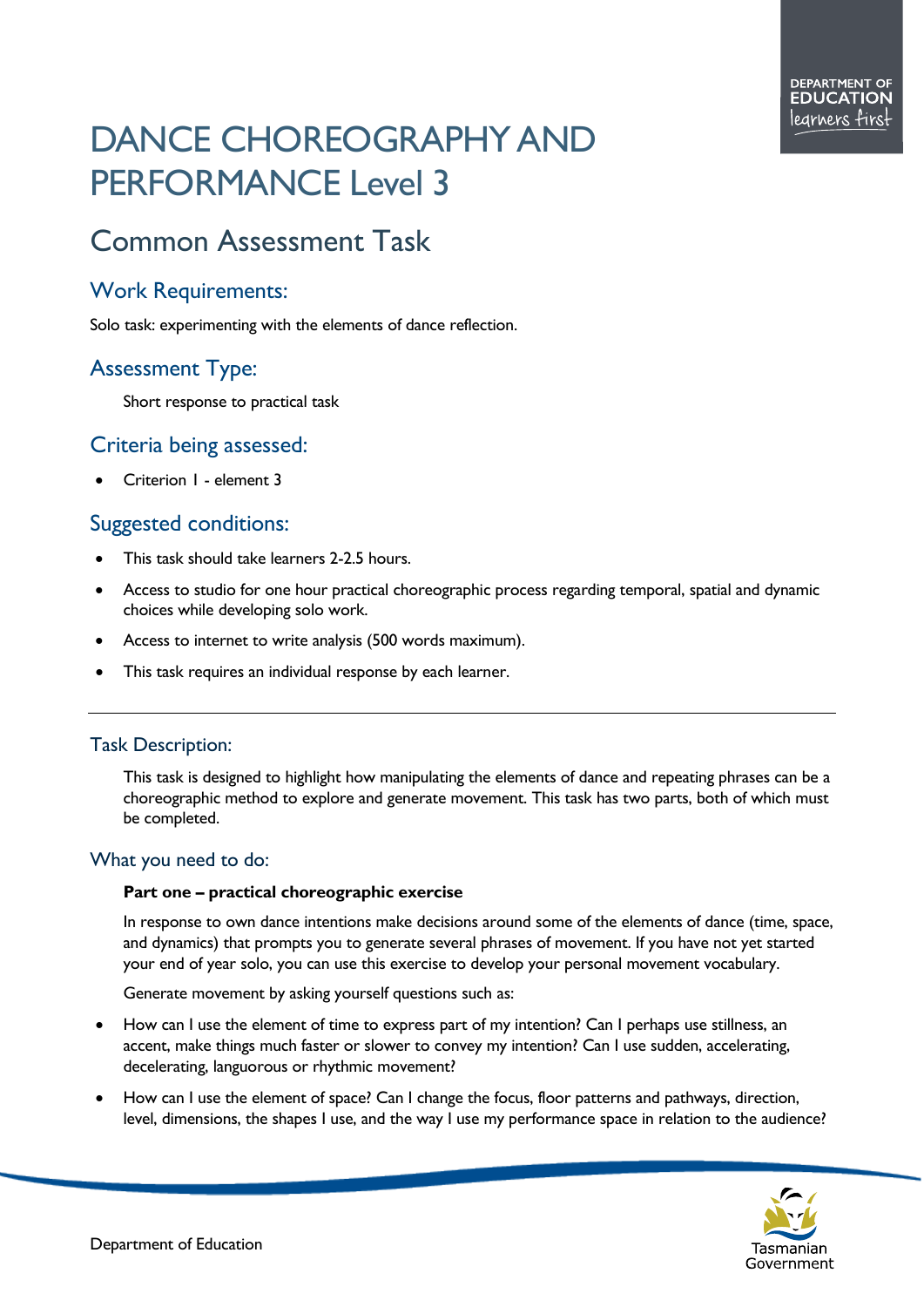# DANCE CHOREOGRAPHY AND PERFORMANCE Level 3

## Common Assessment Task

### Work Requirements:

Solo task: experimenting with the elements of dance reflection.

### Assessment Type:

Short response to practical task

### Criteria being assessed:

- Criterion 1 - element 3

### Suggested conditions:

- This task should take learners 2-2.5 hours.
- Access to studio for one hour practical choreographic process regarding temporal, spatial and dynamic choices while developing solo work.
- Access to internet to write analysis (500 words maximum).
- This task requires an individual response by each learner.

---

### Task Description:

This task is designed to highlight how manipulating the elements of dance and repeating phrases can be a choreographic method to explore and generate movement. This task has two parts, both of which must be completed.

### What you need to do:

**Part one – practical choreographic exercise**

In response to own dance intentions make decisions around some of the elements of dance (time, space, and dynamics) that prompts you to generate several phrases of movement. If you have not yet started your end of year solo, you can use this exercise to develop your personal movement vocabulary.

Generate movement by asking yourself questions such as:

- How can I use the element of time to express part of my intention? Can I perhaps use stillness, an accent, make things much faster or slower to convey my intention? Can I use sudden, accelerating, decelerating, languorous or rhythmic movement?
- How can I use the element of space? Can I change the focus, floor patterns and pathways, direction, level, dimensions, the shapes I use, and the way I use my performance space in relation to the audience?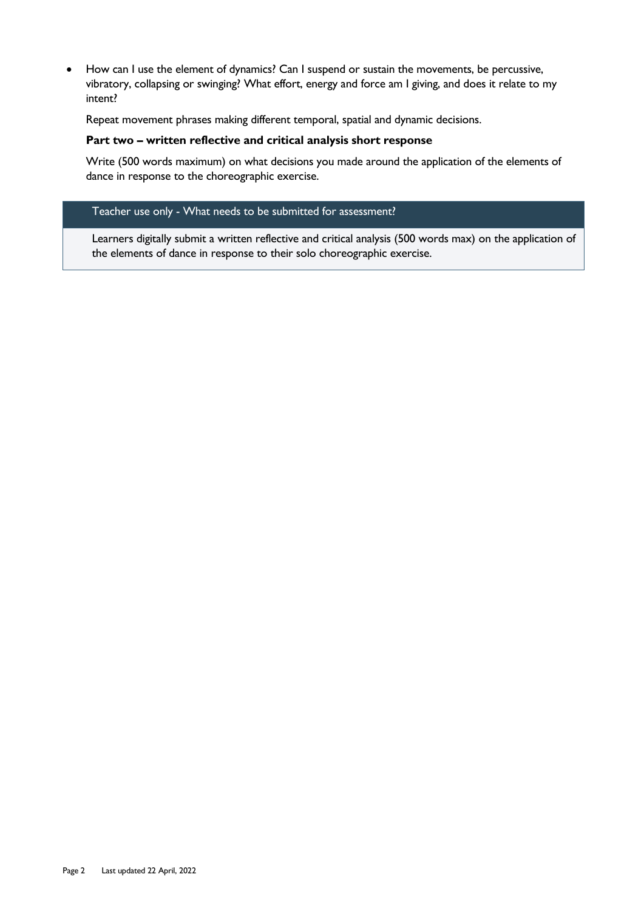- How can I use the element of dynamics? Can I suspend or sustain the movements, be percussive, vibratory, collapsing or swinging? What effort, energy and force am I giving, and does it relate to my intent?

  Repeat movement phrases making different temporal, spatial and dynamic decisions.

  **Part two – written reflective and critical analysis short response**

  Write (500 words maximum) on what decisions you made around the application of the elements of dance in response to the choreographic exercise.

| Teacher use only - What needs to be submitted for assessment? |
| --- |
| Learners digitally submit a written reflective and critical analysis (500 words max) on the application of the elements of dance in response to their solo choreographic exercise. |